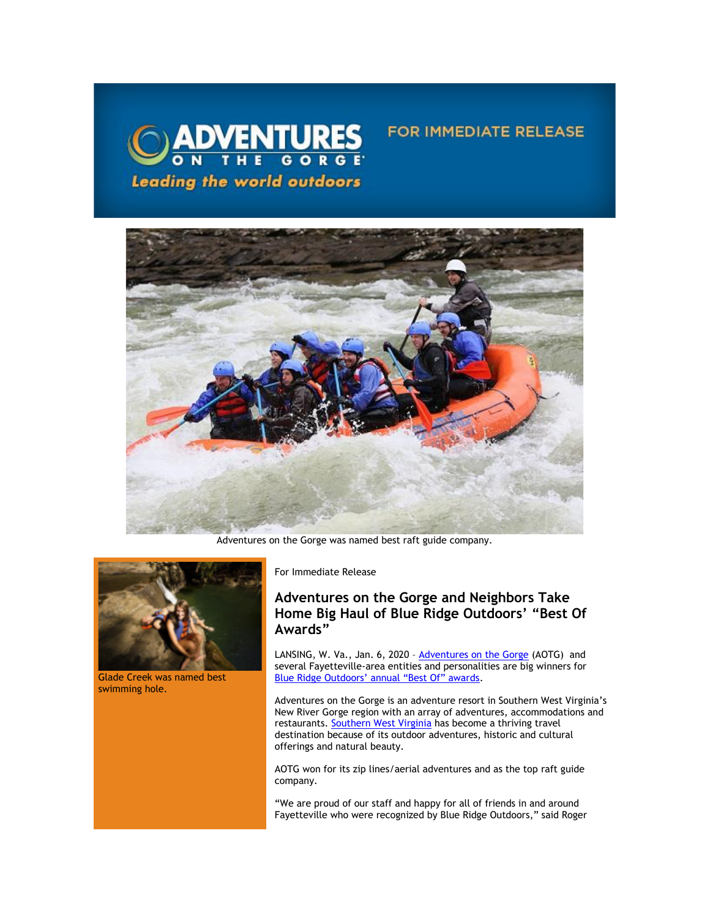ADVENTURES ON THE GORGE

Leading the world outdoors

FOR IMMEDIATE RELEASE

Adventures on the Gorge was named best raft guide company.

Glade Creek was named best swimming hole.

For Immediate Release

## Adventures on the Gorge and Neighbors Take Home Big Haul of Blue Ridge Outdoors' "Best Of Awards"

LANSING, W. Va., Jan. 6, 2020 – Adventures on the Gorge (AOTG) and several Fayetteville-area entities and personalities are big winners for Blue Ridge Outdoors' annual "Best Of" awards.

Adventures on the Gorge is an adventure resort in Southern West Virginia's New River Gorge region with an array of adventures, accommodations and restaurants. Southern West Virginia has become a thriving travel destination because of its outdoor adventures, historic and cultural offerings and natural beauty.

AOTG won for its zip lines/aerial adventures and as the top raft guide company.

"We are proud of our staff and happy for all of friends in and around Fayetteville who were recognized by Blue Ridge Outdoors," said Roger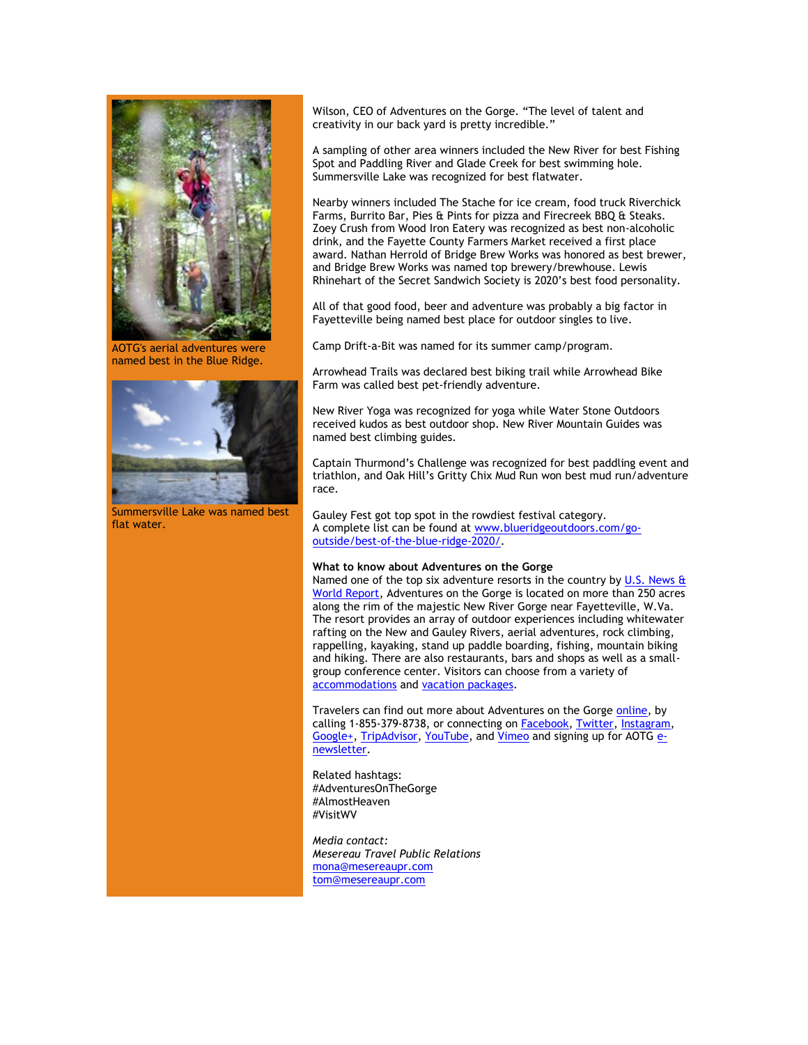AOTG's aerial adventures were named best in the Blue Ridge.

Summersville Lake was named best flat water.

Wilson, CEO of Adventures on the Gorge. "The level of talent and creativity in our back yard is pretty incredible."

A sampling of other area winners included the New River for best Fishing Spot and Paddling River and Glade Creek for best swimming hole. Summersville Lake was recognized for best flatwater.

Nearby winners included The Stache for ice cream, food truck Riverchick Farms, Burrito Bar, Pies & Pints for pizza and Firecreek BBQ & Steaks. Zoey Crush from Wood Iron Eatery was recognized as best non-alcoholic drink, and the Fayette County Farmers Market received a first place award. Nathan Herrold of Bridge Brew Works was honored as best brewer, and Bridge Brew Works was named top brewery/brewhouse. Lewis Rhinehart of the Secret Sandwich Society is 2020's best food personality.

All of that good food, beer and adventure was probably a big factor in Fayetteville being named best place for outdoor singles to live.

Camp Drift-a-Bit was named for its summer camp/program.

Arrowhead Trails was declared best biking trail while Arrowhead Bike Farm was called best pet-friendly adventure.

New River Yoga was recognized for yoga while Water Stone Outdoors received kudos as best outdoor shop. New River Mountain Guides was named best climbing guides.

Captain Thurmond's Challenge was recognized for best paddling event and triathlon, and Oak Hill's Gritty Chix Mud Run won best mud run/adventure race.

Gauley Fest got top spot in the rowdiest festival category.
A complete list can be found at www.blueridgeoutdoors.com/go-outside/best-of-the-blue-ridge-2020/.

**What to know about Adventures on the Gorge**
Named one of the top six adventure resorts in the country by U.S. News & World Report, Adventures on the Gorge is located on more than 250 acres along the rim of the majestic New River Gorge near Fayetteville, W.Va. The resort provides an array of outdoor experiences including whitewater rafting on the New and Gauley Rivers, aerial adventures, rock climbing, rappelling, kayaking, stand up paddle boarding, fishing, mountain biking and hiking. There are also restaurants, bars and shops as well as a small-group conference center. Visitors can choose from a variety of accommodations and vacation packages.

Travelers can find out more about Adventures on the Gorge online, by calling 1-855-379-8738, or connecting on Facebook, Twitter, Instagram, Google+, TripAdvisor, YouTube, and Vimeo and signing up for AOTG e-newsletter.

Related hashtags:
#AdventuresOnTheGorge
#AlmostHeaven
#VisitWV

*Media contact:*
*Mesereau Travel Public Relations*
mona@mesereaupr.com
tom@mesereaupr.com